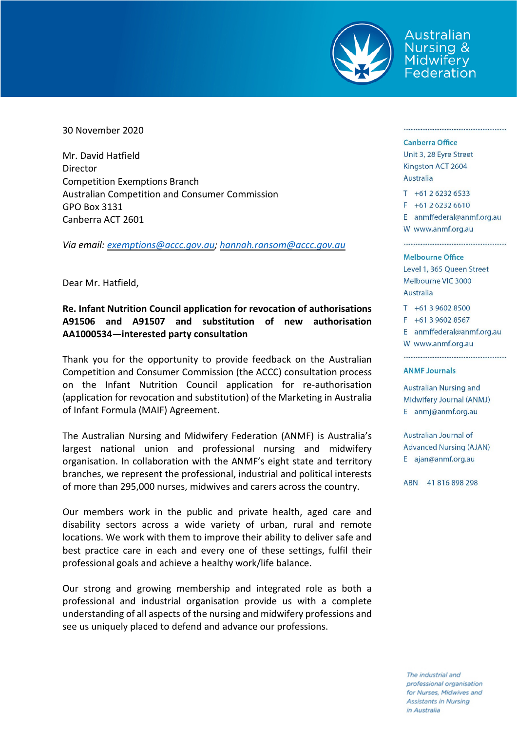Australian Nursing & Midwifery Federation

30 November 2020

Mr. David Hatfield
Director
Competition Exemptions Branch
Australian Competition and Consumer Commission
GPO Box 3131
Canberra ACT 2601

*Via email: exemptions@accc.gov.au; hannah.ransom@accc.gov.au*

Dear Mr. Hatfield,

**Re. Infant Nutrition Council application for revocation of authorisations A91506 and A91507 and substitution of new authorisation AA1000534—interested party consultation**

Thank you for the opportunity to provide feedback on the Australian Competition and Consumer Commission (the ACCC) consultation process on the Infant Nutrition Council application for re-authorisation (application for revocation and substitution) of the Marketing in Australia of Infant Formula (MAIF) Agreement.

The Australian Nursing and Midwifery Federation (ANMF) is Australia's largest national union and professional nursing and midwifery organisation. In collaboration with the ANMF's eight state and territory branches, we represent the professional, industrial and political interests of more than 295,000 nurses, midwives and carers across the country.

Our members work in the public and private health, aged care and disability sectors across a wide variety of urban, rural and remote locations. We work with them to improve their ability to deliver safe and best practice care in each and every one of these settings, fulfil their professional goals and achieve a healthy work/life balance.

Our strong and growing membership and integrated role as both a professional and industrial organisation provide us with a complete understanding of all aspects of the nursing and midwifery professions and see us uniquely placed to defend and advance our professions.

**Canberra Office**
Unit 3, 28 Eyre Street
Kingston ACT 2604
Australia

T +61 2 6232 6533
F +61 2 6232 6610
E anmffederal@anmf.org.au
W www.anmf.org.au

**Melbourne Office**
Level 1, 365 Queen Street
Melbourne VIC 3000
Australia

T +61 3 9602 8500
F +61 3 9602 8567
E anmffederal@anmf.org.au
W www.anmf.org.au

**ANMF Journals**

Australian Nursing and Midwifery Journal (ANMJ)
E anmj@anmf.org.au

Australian Journal of Advanced Nursing (AJAN)
E ajan@anmf.org.au

ABN 41 816 898 298

*The industrial and professional organisation for Nurses, Midwives and Assistants in Nursing in Australia*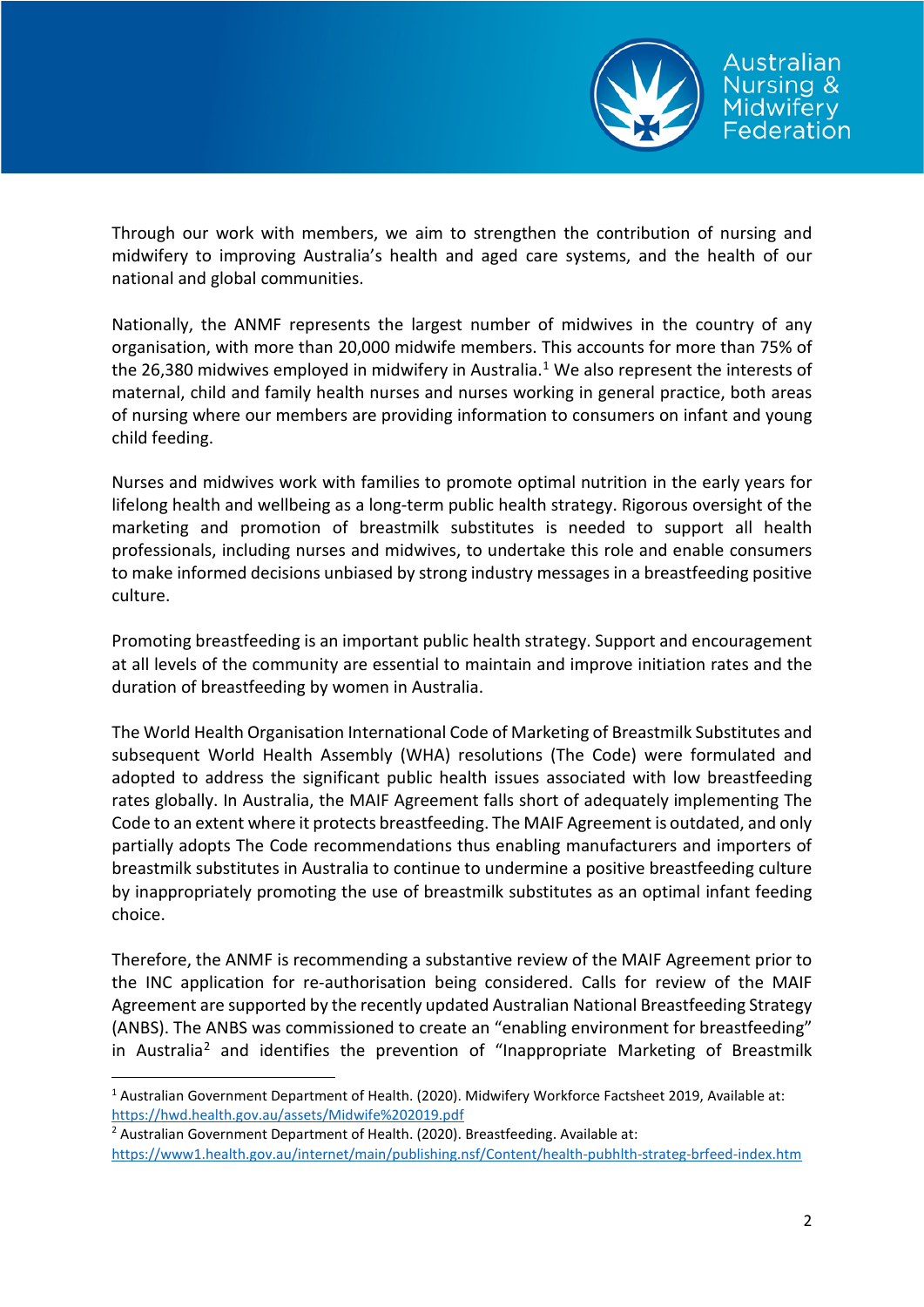Through our work with members, we aim to strengthen the contribution of nursing and midwifery to improving Australia's health and aged care systems, and the health of our national and global communities.

Nationally, the ANMF represents the largest number of midwives in the country of any organisation, with more than 20,000 midwife members. This accounts for more than 75% of the 26,380 midwives employed in midwifery in Australia.[1] We also represent the interests of maternal, child and family health nurses and nurses working in general practice, both areas of nursing where our members are providing information to consumers on infant and young child feeding.

Nurses and midwives work with families to promote optimal nutrition in the early years for lifelong health and wellbeing as a long-term public health strategy. Rigorous oversight of the marketing and promotion of breastmilk substitutes is needed to support all health professionals, including nurses and midwives, to undertake this role and enable consumers to make informed decisions unbiased by strong industry messages in a breastfeeding positive culture.

Promoting breastfeeding is an important public health strategy. Support and encouragement at all levels of the community are essential to maintain and improve initiation rates and the duration of breastfeeding by women in Australia.

The World Health Organisation International Code of Marketing of Breastmilk Substitutes and subsequent World Health Assembly (WHA) resolutions (The Code) were formulated and adopted to address the significant public health issues associated with low breastfeeding rates globally. In Australia, the MAIF Agreement falls short of adequately implementing The Code to an extent where it protects breastfeeding. The MAIF Agreement is outdated, and only partially adopts The Code recommendations thus enabling manufacturers and importers of breastmilk substitutes in Australia to continue to undermine a positive breastfeeding culture by inappropriately promoting the use of breastmilk substitutes as an optimal infant feeding choice.

Therefore, the ANMF is recommending a substantive review of the MAIF Agreement prior to the INC application for re-authorisation being considered. Calls for review of the MAIF Agreement are supported by the recently updated Australian National Breastfeeding Strategy (ANBS). The ANBS was commissioned to create an "enabling environment for breastfeeding" in Australia[2] and identifies the prevention of "Inappropriate Marketing of Breastmilk

---

[1] Australian Government Department of Health. (2020). Midwifery Workforce Factsheet 2019, Available at: https://hwd.health.gov.au/assets/Midwife%202019.pdf

[2] Australian Government Department of Health. (2020). Breastfeeding. Available at: https://www1.health.gov.au/internet/main/publishing.nsf/Content/health-pubhlth-strateg-brfeed-index.htm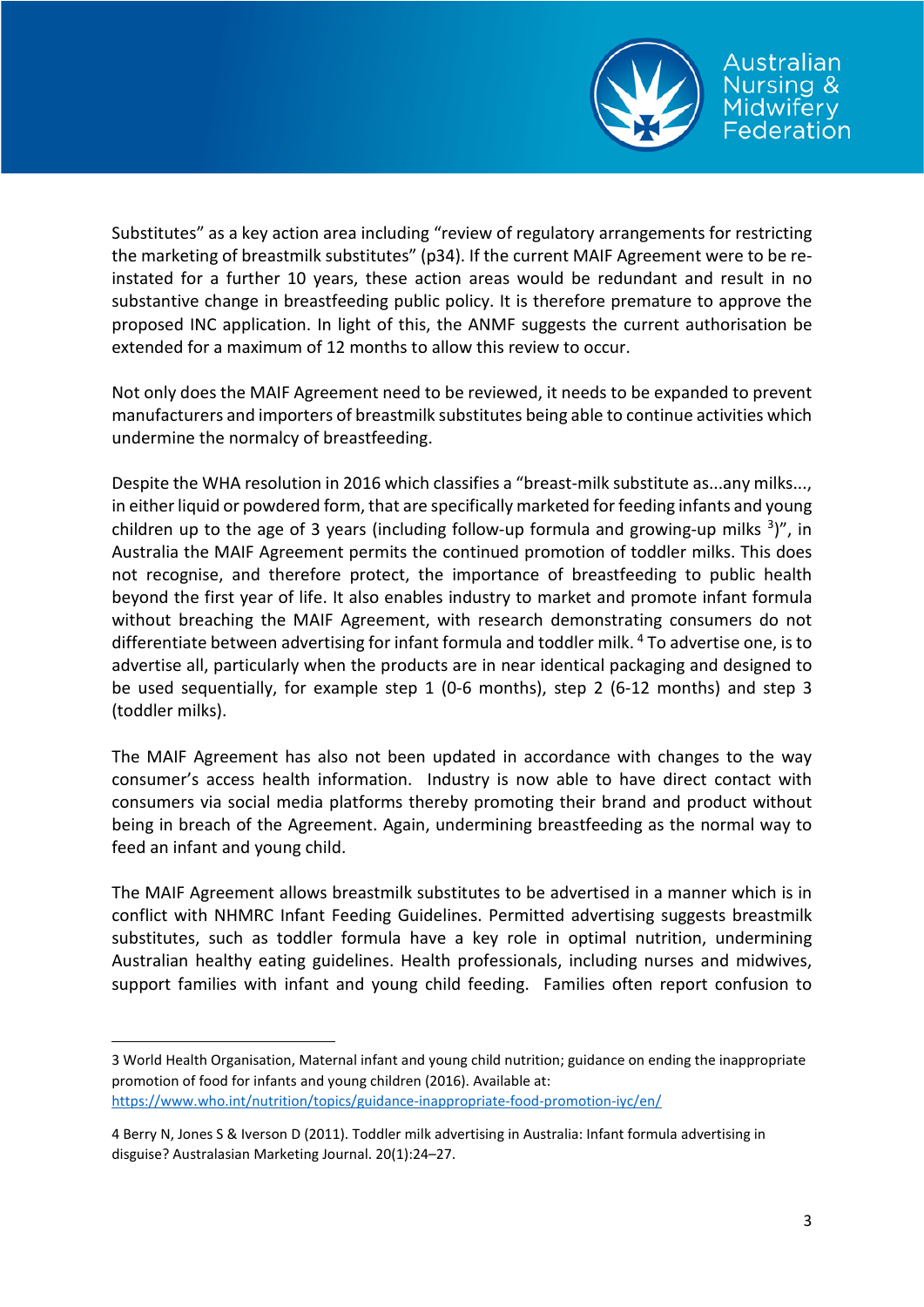Substitutes" as a key action area including "review of regulatory arrangements for restricting the marketing of breastmilk substitutes" (p34). If the current MAIF Agreement were to be re-instated for a further 10 years, these action areas would be redundant and result in no substantive change in breastfeeding public policy. It is therefore premature to approve the proposed INC application. In light of this, the ANMF suggests the current authorisation be extended for a maximum of 12 months to allow this review to occur.

Not only does the MAIF Agreement need to be reviewed, it needs to be expanded to prevent manufacturers and importers of breastmilk substitutes being able to continue activities which undermine the normalcy of breastfeeding.

Despite the WHA resolution in 2016 which classifies a "breast-milk substitute as...any milks..., in either liquid or powdered form, that are specifically marketed for feeding infants and young children up to the age of 3 years (including follow-up formula and growing-up milks [3])", in Australia the MAIF Agreement permits the continued promotion of toddler milks. This does not recognise, and therefore protect, the importance of breastfeeding to public health beyond the first year of life. It also enables industry to market and promote infant formula without breaching the MAIF Agreement, with research demonstrating consumers do not differentiate between advertising for infant formula and toddler milk.[4] To advertise one, is to advertise all, particularly when the products are in near identical packaging and designed to be used sequentially, for example step 1 (0-6 months), step 2 (6-12 months) and step 3 (toddler milks).

The MAIF Agreement has also not been updated in accordance with changes to the way consumer's access health information. Industry is now able to have direct contact with consumers via social media platforms thereby promoting their brand and product without being in breach of the Agreement. Again, undermining breastfeeding as the normal way to feed an infant and young child.

The MAIF Agreement allows breastmilk substitutes to be advertised in a manner which is in conflict with NHMRC Infant Feeding Guidelines. Permitted advertising suggests breastmilk substitutes, such as toddler formula have a key role in optimal nutrition, undermining Australian healthy eating guidelines. Health professionals, including nurses and midwives, support families with infant and young child feeding. Families often report confusion to

---

3 World Health Organisation, Maternal infant and young child nutrition; guidance on ending the inappropriate promotion of food for infants and young children (2016). Available at: https://www.who.int/nutrition/topics/guidance-inappropriate-food-promotion-iyc/en/

4 Berry N, Jones S & Iverson D (2011). Toddler milk advertising in Australia: Infant formula advertising in disguise? Australasian Marketing Journal. 20(1):24–27.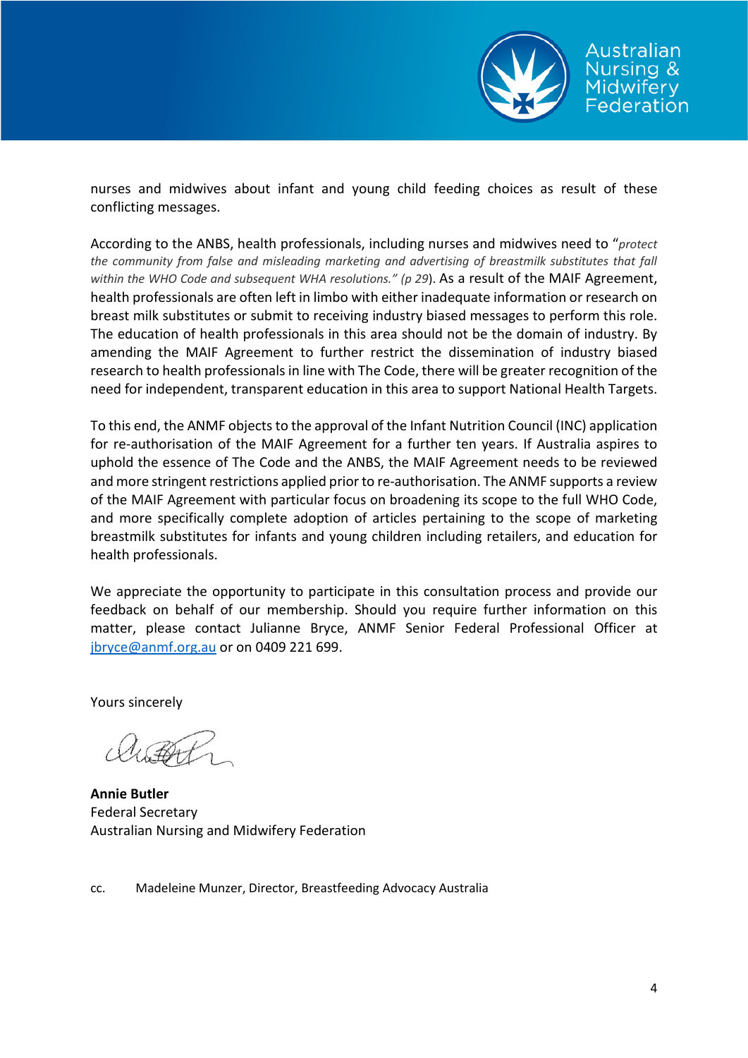nurses and midwives about infant and young child feeding choices as result of these conflicting messages.

According to the ANBS, health professionals, including nurses and midwives need to "*protect the community from false and misleading marketing and advertising of breastmilk substitutes that fall within the WHO Code and subsequent WHA resolutions." (p 29*). As a result of the MAIF Agreement, health professionals are often left in limbo with either inadequate information or research on breast milk substitutes or submit to receiving industry biased messages to perform this role. The education of health professionals in this area should not be the domain of industry. By amending the MAIF Agreement to further restrict the dissemination of industry biased research to health professionals in line with The Code, there will be greater recognition of the need for independent, transparent education in this area to support National Health Targets.

To this end, the ANMF objects to the approval of the Infant Nutrition Council (INC) application for re-authorisation of the MAIF Agreement for a further ten years. If Australia aspires to uphold the essence of The Code and the ANBS, the MAIF Agreement needs to be reviewed and more stringent restrictions applied prior to re-authorisation. The ANMF supports a review of the MAIF Agreement with particular focus on broadening its scope to the full WHO Code, and more specifically complete adoption of articles pertaining to the scope of marketing breastmilk substitutes for infants and young children including retailers, and education for health professionals.

We appreciate the opportunity to participate in this consultation process and provide our feedback on behalf of our membership. Should you require further information on this matter, please contact Julianne Bryce, ANMF Senior Federal Professional Officer at jbryce@anmf.org.au or on 0409 221 699.

Yours sincerely

**Annie Butler**
Federal Secretary
Australian Nursing and Midwifery Federation

cc. Madeleine Munzer, Director, Breastfeeding Advocacy Australia